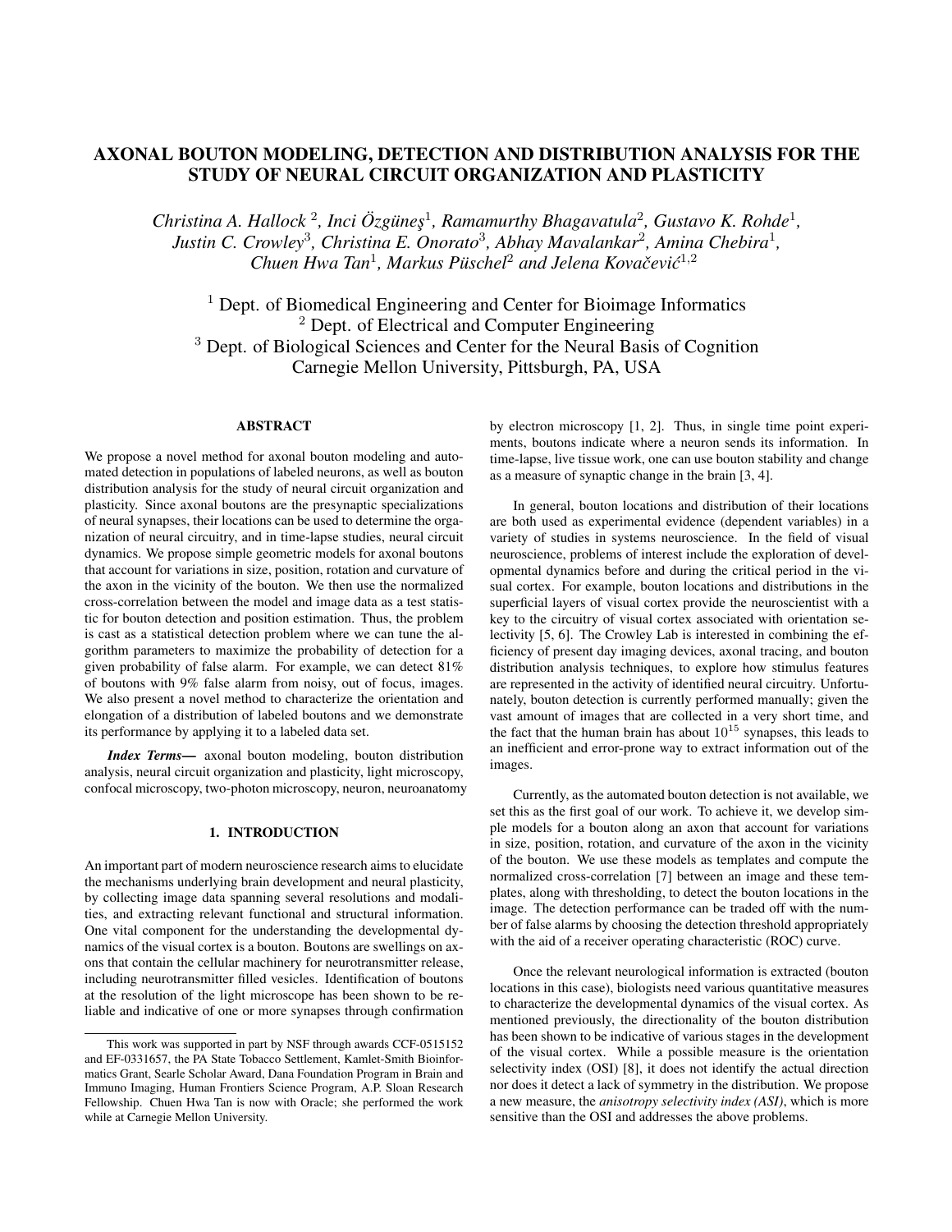# AXONAL BOUTON MODELING, DETECTION AND DISTRIBUTION ANALYSIS FOR THE STUDY OF NEURAL CIRCUIT ORGANIZATION AND PLASTICITY

*Christina A. Hallock [2], Inci Özgüneş[1], Ramamurthy Bhagavatula[2], Gustavo K. Rohde[1], Justin C. Crowley[3], Christina E. Onorato[3], Abhay Mavalankar[2], Amina Chebira[1], Chuen Hwa Tan[1], Markus Püschel[2] and Jelena Kovačević[1,2]*

[1] Dept. of Biomedical Engineering and Center for Bioimage Informatics
[2] Dept. of Electrical and Computer Engineering
[3] Dept. of Biological Sciences and Center for the Neural Basis of Cognition
Carnegie Mellon University, Pittsburgh, PA, USA

## ABSTRACT

We propose a novel method for axonal bouton modeling and automated detection in populations of labeled neurons, as well as bouton distribution analysis for the study of neural circuit organization and plasticity. Since axonal boutons are the presynaptic specializations of neural synapses, their locations can be used to determine the organization of neural circuitry, and in time-lapse studies, neural circuit dynamics. We propose simple geometric models for axonal boutons that account for variations in size, position, rotation and curvature of the axon in the vicinity of the bouton. We then use the normalized cross-correlation between the model and image data as a test statistic for bouton detection and position estimation. Thus, the problem is cast as a statistical detection problem where we can tune the algorithm parameters to maximize the probability of detection for a given probability of false alarm. For example, we can detect 81% of boutons with 9% false alarm from noisy, out of focus, images. We also present a novel method to characterize the orientation and elongation of a distribution of labeled boutons and we demonstrate its performance by applying it to a labeled data set.

***Index Terms*—** axonal bouton modeling, bouton distribution analysis, neural circuit organization and plasticity, light microscopy, confocal microscopy, two-photon microscopy, neuron, neuroanatomy

## 1. INTRODUCTION

An important part of modern neuroscience research aims to elucidate the mechanisms underlying brain development and neural plasticity, by collecting image data spanning several resolutions and modalities, and extracting relevant functional and structural information. One vital component for the understanding the developmental dynamics of the visual cortex is a bouton. Boutons are swellings on axons that contain the cellular machinery for neurotransmitter release, including neurotransmitter filled vesicles. Identification of boutons at the resolution of the light microscope has been shown to be reliable and indicative of one or more synapses through confirmation by electron microscopy [1, 2]. Thus, in single time point experiments, boutons indicate where a neuron sends its information. In time-lapse, live tissue work, one can use bouton stability and change as a measure of synaptic change in the brain [3, 4].

In general, bouton locations and distribution of their locations are both used as experimental evidence (dependent variables) in a variety of studies in systems neuroscience. In the field of visual neuroscience, problems of interest include the exploration of developmental dynamics before and during the critical period in the visual cortex. For example, bouton locations and distributions in the superficial layers of visual cortex provide the neuroscientist with a key to the circuitry of visual cortex associated with orientation selectivity [5, 6]. The Crowley Lab is interested in combining the efficiency of present day imaging devices, axonal tracing, and bouton distribution analysis techniques, to explore how stimulus features are represented in the activity of identified neural circuitry. Unfortunately, bouton detection is currently performed manually; given the vast amount of images that are collected in a very short time, and the fact that the human brain has about $10^{15}$ synapses, this leads to an inefficient and error-prone way to extract information out of the images.

Currently, as the automated bouton detection is not available, we set this as the first goal of our work. To achieve it, we develop simple models for a bouton along an axon that account for variations in size, position, rotation, and curvature of the axon in the vicinity of the bouton. We use these models as templates and compute the normalized cross-correlation [7] between an image and these templates, along with thresholding, to detect the bouton locations in the image. The detection performance can be traded off with the number of false alarms by choosing the detection threshold appropriately with the aid of a receiver operating characteristic (ROC) curve.

Once the relevant neurological information is extracted (bouton locations in this case), biologists need various quantitative measures to characterize the developmental dynamics of the visual cortex. As mentioned previously, the directionality of the bouton distribution has been shown to be indicative of various stages in the development of the visual cortex. While a possible measure is the orientation selectivity index (OSI) [8], it does not identify the actual direction nor does it detect a lack of symmetry in the distribution. We propose a new measure, the *anisotropy selectivity index (ASI)*, which is more sensitive than the OSI and addresses the above problems.

---

This work was supported in part by NSF through awards CCF-0515152 and EF-0331657, the PA State Tobacco Settlement, Kamlet-Smith Bioinformatics Grant, Searle Scholar Award, Dana Foundation Program in Brain and Immuno Imaging, Human Frontiers Science Program, A.P. Sloan Research Fellowship. Chuen Hwa Tan is now with Oracle; she performed the work while at Carnegie Mellon University.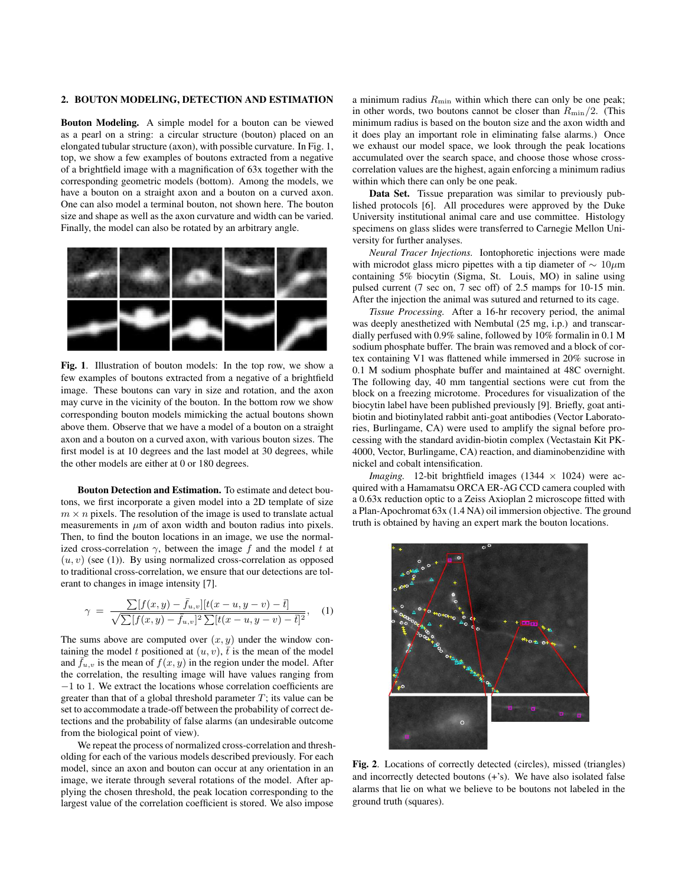## 2. BOUTON MODELING, DETECTION AND ESTIMATION

**Bouton Modeling.** A simple model for a bouton can be viewed as a pearl on a string: a circular structure (bouton) placed on an elongated tubular structure (axon), with possible curvature. In Fig. 1, top, we show a few examples of boutons extracted from a negative of a brightfield image with a magnification of 63x together with the corresponding geometric models (bottom). Among the models, we have a bouton on a straight axon and a bouton on a curved axon. One can also model a terminal bouton, not shown here. The bouton size and shape as well as the axon curvature and width can be varied. Finally, the model can also be rotated by an arbitrary angle.

**Fig. 1**. Illustration of bouton models: In the top row, we show a few examples of boutons extracted from a negative of a brightfield image. These boutons can vary in size and rotation, and the axon may curve in the vicinity of the bouton. In the bottom row we show corresponding bouton models mimicking the actual boutons shown above them. Observe that we have a model of a bouton on a straight axon and a bouton on a curved axon, with various bouton sizes. The first model is at 10 degrees and the last model at 30 degrees, while the other models are either at 0 or 180 degrees.

**Bouton Detection and Estimation.** To estimate and detect boutons, we first incorporate a given model into a 2D template of size $m \times n$ pixels. The resolution of the image is used to translate actual measurements in $\mu$m of axon width and bouton radius into pixels. Then, to find the bouton locations in an image, we use the normalized cross-correlation $\gamma$, between the image $f$ and the model $t$ at $(u, v)$ (see (1)). By using normalized cross-correlation as opposed to traditional cross-correlation, we ensure that our detections are tolerant to changes in image intensity [7].

$$\gamma = \frac{\sum[f(x,y) - \bar{f}_{u,v}][t(x-u, y-v) - \bar{t}]}{\sqrt{\sum[f(x,y) - \bar{f}_{u,v}]^2 \sum[t(x-u, y-v) - \bar{t}]^2}}, \quad (1)$$

The sums above are computed over $(x, y)$ under the window containing the model $t$ positioned at $(u, v)$, $\bar{t}$ is the mean of the model and $\bar{f}_{u,v}$ is the mean of $f(x, y)$ in the region under the model. After the correlation, the resulting image will have values ranging from $-1$ to 1. We extract the locations whose correlation coefficients are greater than that of a global threshold parameter $T$; its value can be set to accommodate a trade-off between the probability of correct detections and the probability of false alarms (an undesirable outcome from the biological point of view).

We repeat the process of normalized cross-correlation and thresholding for each of the various models described previously. For each model, since an axon and bouton can occur at any orientation in an image, we iterate through several rotations of the model. After applying the chosen threshold, the peak location corresponding to the largest value of the correlation coefficient is stored. We also impose a minimum radius $R_{\min}$ within which there can only be one peak; in other words, two boutons cannot be closer than $R_{\min}/2$. (This minimum radius is based on the bouton size and the axon width and it does play an important role in eliminating false alarms.) Once we exhaust our model space, we look through the peak locations accumulated over the search space, and choose those whose cross-correlation values are the highest, again enforcing a minimum radius within which there can only be one peak.

**Data Set.** Tissue preparation was similar to previously published protocols [6]. All procedures were approved by the Duke University institutional animal care and use committee. Histology specimens on glass slides were transferred to Carnegie Mellon University for further analyses.

*Neural Tracer Injections.* Iontophoretic injections were made with microdot glass micro pipettes with a tip diameter of $\sim 10\mu$m containing 5% biocytin (Sigma, St. Louis, MO) in saline using pulsed current (7 sec on, 7 sec off) of 2.5 mamps for 10-15 min. After the injection the animal was sutured and returned to its cage.

*Tissue Processing.* After a 16-hr recovery period, the animal was deeply anesthetized with Nembutal (25 mg, i.p.) and transcardially perfused with 0.9% saline, followed by 10% formalin in 0.1 M sodium phosphate buffer. The brain was removed and a block of cortex containing V1 was flattened while immersed in 20% sucrose in 0.1 M sodium phosphate buffer and maintained at 48C overnight. The following day, 40 mm tangential sections were cut from the block on a freezing microtome. Procedures for visualization of the biocytin label have been published previously [9]. Briefly, goat anti-biotin and biotinylated rabbit anti-goat antibodies (Vector Laboratories, Burlingame, CA) were used to amplify the signal before processing with the standard avidin-biotin complex (Vectastain Kit PK-4000, Vector, Burlingame, CA) reaction, and diaminobenzidine with nickel and cobalt intensification.

*Imaging.* 12-bit brightfield images (1344 $\times$ 1024) were acquired with a Hamamatsu ORCA ER-AG CCD camera coupled with a 0.63x reduction optic to a Zeiss Axioplan 2 microscope fitted with a Plan-Apochromat 63x (1.4 NA) oil immersion objective. The ground truth is obtained by having an expert mark the bouton locations.

**Fig. 2**. Locations of correctly detected (circles), missed (triangles) and incorrectly detected boutons (+'s). We have also isolated false alarms that lie on what we believe to be boutons not labeled in the ground truth (squares).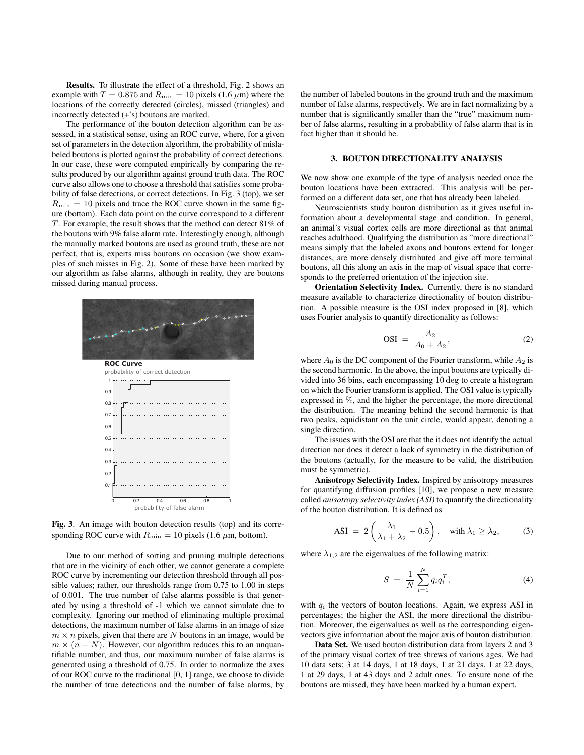**Results.** To illustrate the effect of a threshold, Fig. 2 shows an example with $T = 0.875$ and $R_{\min} = 10$ pixels (1.6 $\mu$m) where the locations of the correctly detected (circles), missed (triangles) and incorrectly detected (+'s) boutons are marked.

The performance of the bouton detection algorithm can be assessed, in a statistical sense, using an ROC curve, where, for a given set of parameters in the detection algorithm, the probability of mislabeled boutons is plotted against the probability of correct detections. In our case, these were computed empirically by comparing the results produced by our algorithm against ground truth data. The ROC curve also allows one to choose a threshold that satisfies some probability of false detections, or correct detections. In Fig. 3 (top), we set $R_{\min} = 10$ pixels and trace the ROC curve shown in the same figure (bottom). Each data point on the curve correspond to a different $T$. For example, the result shows that the method can detect 81% of the boutons with 9% false alarm rate. Interestingly enough, although the manually marked boutons are used as ground truth, these are not perfect, that is, experts miss boutons on occasion (we show examples of such misses in Fig. 2). Some of these have been marked by our algorithm as false alarms, although in reality, they are boutons missed during manual process.

**Fig. 3**. An image with bouton detection results (top) and its corresponding ROC curve with $R_{\min} = 10$ pixels (1.6 $\mu$m, bottom).

Due to our method of sorting and pruning multiple detections that are in the vicinity of each other, we cannot generate a complete ROC curve by incrementing our detection threshold through all possible values; rather, our thresholds range from 0.75 to 1.00 in steps of 0.001. The true number of false alarms possible is that generated by using a threshold of -1 which we cannot simulate due to complexity. Ignoring our method of eliminating multiple proximal detections, the maximum number of false alarms in an image of size $m \times n$ pixels, given that there are $N$ boutons in an image, would be $m \times (n - N)$. However, our algorithm reduces this to an unquantifiable number, and thus, our maximum number of false alarms is generated using a threshold of 0.75. In order to normalize the axes of our ROC curve to the traditional [0, 1] range, we choose to divide the number of true detections and the number of false alarms, by the number of labeled boutons in the ground truth and the maximum number of false alarms, respectively. We are in fact normalizing by a number that is significantly smaller than the "true" maximum number of false alarms, resulting in a probability of false alarm that is in fact higher than it should be.

## 3. BOUTON DIRECTIONALITY ANALYSIS

We now show one example of the type of analysis needed once the bouton locations have been extracted. This analysis will be performed on a different data set, one that has already been labeled.

Neuroscientists study bouton distribution as it gives useful information about a developmental stage and condition. In general, an animal's visual cortex cells are more directional as that animal reaches adulthood. Qualifying the distribution as "more directional" means simply that the labeled axons and boutons extend for longer distances, are more densely distributed and give off more terminal boutons, all this along an axis in the map of visual space that corresponds to the preferred orientation of the injection site.

**Orientation Selectivity Index.** Currently, there is no standard measure available to characterize directionality of bouton distribution. A possible measure is the OSI index proposed in [8], which uses Fourier analysis to quantify directionality as follows:

$$\text{OSI} = \frac{A_2}{A_0 + A_2}, \tag{2}$$

where $A_0$ is the DC component of the Fourier transform, while $A_2$ is the second harmonic. In the above, the input boutons are typically divided into 36 bins, each encompassing $10\deg$ to create a histogram on which the Fourier transform is applied. The OSI value is typically expressed in %, and the higher the percentage, the more directional the distribution. The meaning behind the second harmonic is that two peaks, equidistant on the unit circle, would appear, denoting a single direction.

The issues with the OSI are that the it does not identify the actual direction nor does it detect a lack of symmetry in the distribution of the boutons (actually, for the measure to be valid, the distribution must be symmetric).

**Anisotropy Selectivity Index.** Inspired by anisotropy measures for quantifying diffusion profiles [10], we propose a new measure called *anisotropy selectivity index (ASI)* to quantify the directionality of the bouton distribution. It is defined as

$$\text{ASI} = 2\left(\frac{\lambda_1}{\lambda_1 + \lambda_2} - 0.5\right), \quad \text{with } \lambda_1 \geq \lambda_2, \tag{3}$$

where $\lambda_{1,2}$ are the eigenvalues of the following matrix:

$$S = \frac{1}{N}\sum_{i=1}^{N} q_i q_i^T, \tag{4}$$

with $q_i$ the vectors of bouton locations. Again, we express ASI in percentages; the higher the ASI, the more directional the distribution. Moreover, the eigenvalues as well as the corresponding eigenvectors give information about the major axis of bouton distribution.

**Data Set.** We used bouton distribution data from layers 2 and 3 of the primary visual cortex of tree shrews of various ages. We had 10 data sets; 3 at 14 days, 1 at 18 days, 1 at 21 days, 1 at 22 days, 1 at 29 days, 1 at 43 days and 2 adult ones. To ensure none of the boutons are missed, they have been marked by a human expert.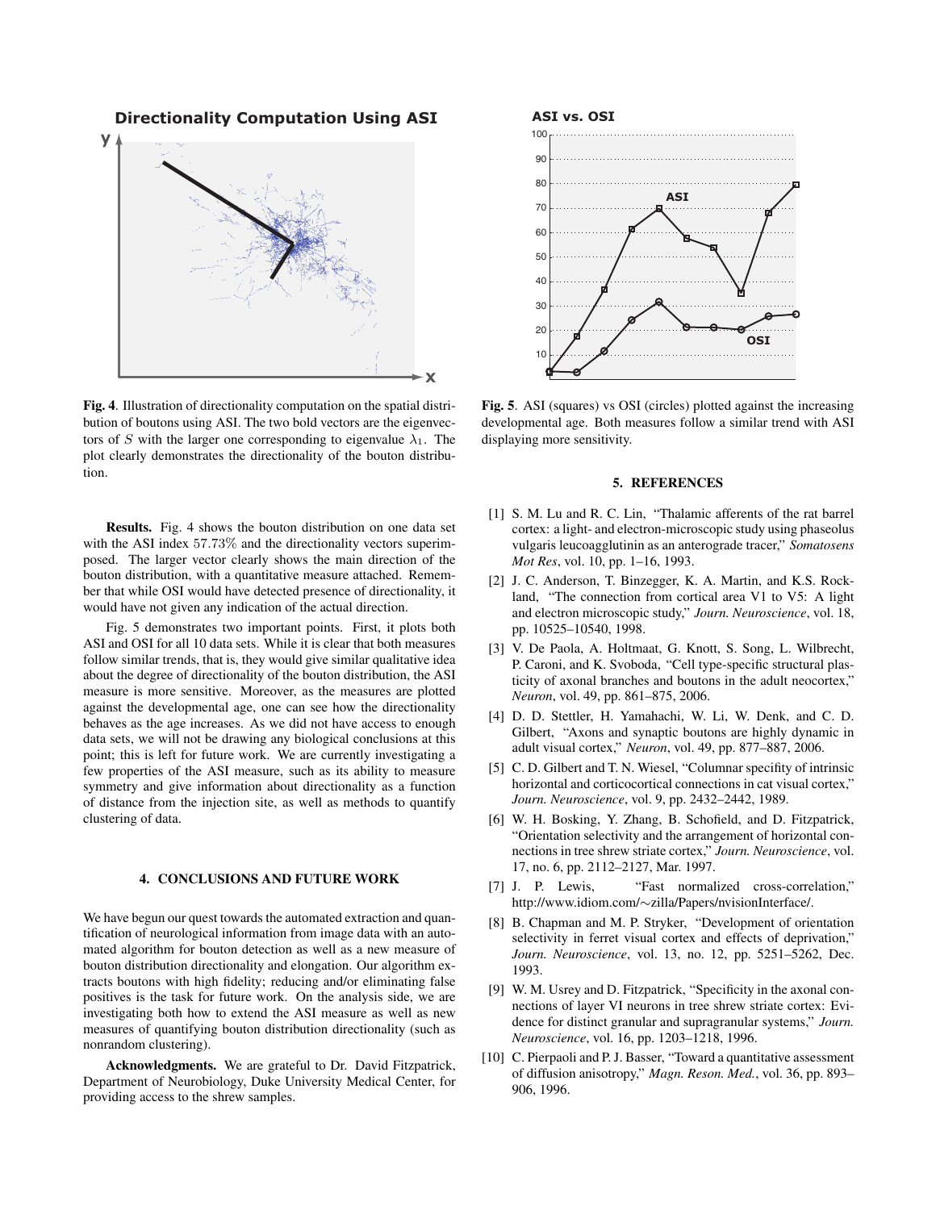**Directionality Computation Using ASI**

y

x

**Fig. 4**. Illustration of directionality computation on the spatial distribution of boutons using ASI. The two bold vectors are the eigenvectors of $S$ with the larger one corresponding to eigenvalue $\lambda_1$. The plot clearly demonstrates the directionality of the bouton distribution.

**Results.** Fig. 4 shows the bouton distribution on one data set with the ASI index $57.73\%$ and the directionality vectors superimposed. The larger vector clearly shows the main direction of the bouton distribution, with a quantitative measure attached. Remember that while OSI would have detected presence of directionality, it would have not given any indication of the actual direction.

Fig. 5 demonstrates two important points. First, it plots both ASI and OSI for all 10 data sets. While it is clear that both measures follow similar trends, that is, they would give similar qualitative idea about the degree of directionality of the bouton distribution, the ASI measure is more sensitive. Moreover, as the measures are plotted against the developmental age, one can see how the directionality behaves as the age increases. As we did not have access to enough data sets, we will not be drawing any biological conclusions at this point; this is left for future work. We are currently investigating a few properties of the ASI measure, such as its ability to measure symmetry and give information about directionality as a function of distance from the injection site, as well as methods to quantify clustering of data.

**ASI vs. OSI**

100
90
80
70
60
50
40
30
20
10

ASI

OSI

**Fig. 5**. ASI (squares) vs OSI (circles) plotted against the increasing developmental age. Both measures follow a similar trend with ASI displaying more sensitivity.

## 4. CONCLUSIONS AND FUTURE WORK

We have begun our quest towards the automated extraction and quantification of neurological information from image data with an automated algorithm for bouton detection as well as a new measure of bouton distribution directionality and elongation. Our algorithm extracts boutons with high fidelity; reducing and/or eliminating false positives is the task for future work. On the analysis side, we are investigating both how to extend the ASI measure as well as new measures of quantifying bouton distribution directionality (such as nonrandom clustering).

**Acknowledgments.** We are grateful to Dr. David Fitzpatrick, Department of Neurobiology, Duke University Medical Center, for providing access to the shrew samples.

## 5. REFERENCES

[1] S. M. Lu and R. C. Lin, "Thalamic afferents of the rat barrel cortex: a light- and electron-microscopic study using phaseolus vulgaris leucoagglutinin as an anterograde tracer," *Somatosens Mot Res*, vol. 10, pp. 1–16, 1993.

[2] J. C. Anderson, T. Binzegger, K. A. Martin, and K.S. Rockland, "The connection from cortical area V1 to V5: A light and electron microscopic study," *Journ. Neuroscience*, vol. 18, pp. 10525–10540, 1998.

[3] V. De Paola, A. Holtmaat, G. Knott, S. Song, L. Wilbrecht, P. Caroni, and K. Svoboda, "Cell type-specific structural plasticity of axonal branches and boutons in the adult neocortex," *Neuron*, vol. 49, pp. 861–875, 2006.

[4] D. D. Stettler, H. Yamahachi, W. Li, W. Denk, and C. D. Gilbert, "Axons and synaptic boutons are highly dynamic in adult visual cortex," *Neuron*, vol. 49, pp. 877–887, 2006.

[5] C. D. Gilbert and T. N. Wiesel, "Columnar specifity of intrinsic horizontal and corticocortical connections in cat visual cortex," *Journ. Neuroscience*, vol. 9, pp. 2432–2442, 1989.

[6] W. H. Bosking, Y. Zhang, B. Schofield, and D. Fitzpatrick, "Orientation selectivity and the arrangement of horizontal connections in tree shrew striate cortex," *Journ. Neuroscience*, vol. 17, no. 6, pp. 2112–2127, Mar. 1997.

[7] J. P. Lewis, "Fast normalized cross-correlation," http://www.idiom.com/∼zilla/Papers/nvisionInterface/.

[8] B. Chapman and M. P. Stryker, "Development of orientation selectivity in ferret visual cortex and effects of deprivation," *Journ. Neuroscience*, vol. 13, no. 12, pp. 5251–5262, Dec. 1993.

[9] W. M. Usrey and D. Fitzpatrick, "Specificity in the axonal connections of layer VI neurons in tree shrew striate cortex: Evidence for distinct granular and supragranular systems," *Journ. Neuroscience*, vol. 16, pp. 1203–1218, 1996.

[10] C. Pierpaoli and P. J. Basser, "Toward a quantitative assessment of diffusion anisotropy," *Magn. Reson. Med.*, vol. 36, pp. 893–906, 1996.